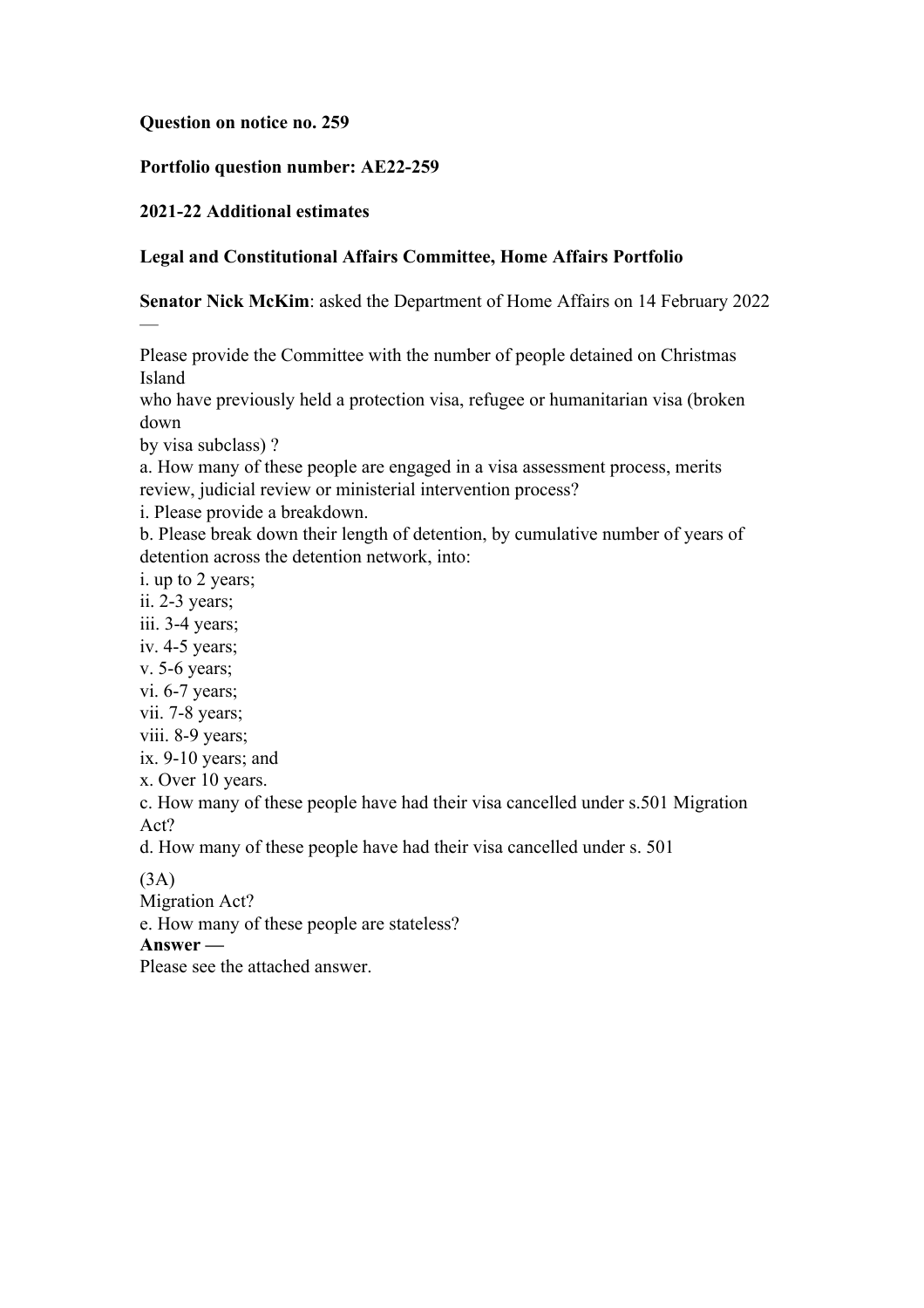**Question on notice no. 259**

**Portfolio question number: AE22-259**

**2021-22 Additional estimates**

**Legal and Constitutional Affairs Committee, Home Affairs Portfolio**

**Senator Nick McKim**: asked the Department of Home Affairs on 14 February 2022 —

Please provide the Committee with the number of people detained on Christmas Island
who have previously held a protection visa, refugee or humanitarian visa (broken down
by visa subclass) ?

a. How many of these people are engaged in a visa assessment process, merits review, judicial review or ministerial intervention process?

i. Please provide a breakdown.

b. Please break down their length of detention, by cumulative number of years of detention across the detention network, into:

i. up to 2 years;

ii. 2-3 years;

iii. 3-4 years;

iv. 4-5 years;

v. 5-6 years;

vi. 6-7 years;

vii. 7-8 years;

viii. 8-9 years;

ix. 9-10 years; and

x. Over 10 years.

c. How many of these people have had their visa cancelled under s.501 Migration Act?

d. How many of these people have had their visa cancelled under s. 501

(3A)
Migration Act?

e. How many of these people are stateless?

**Answer —**

Please see the attached answer.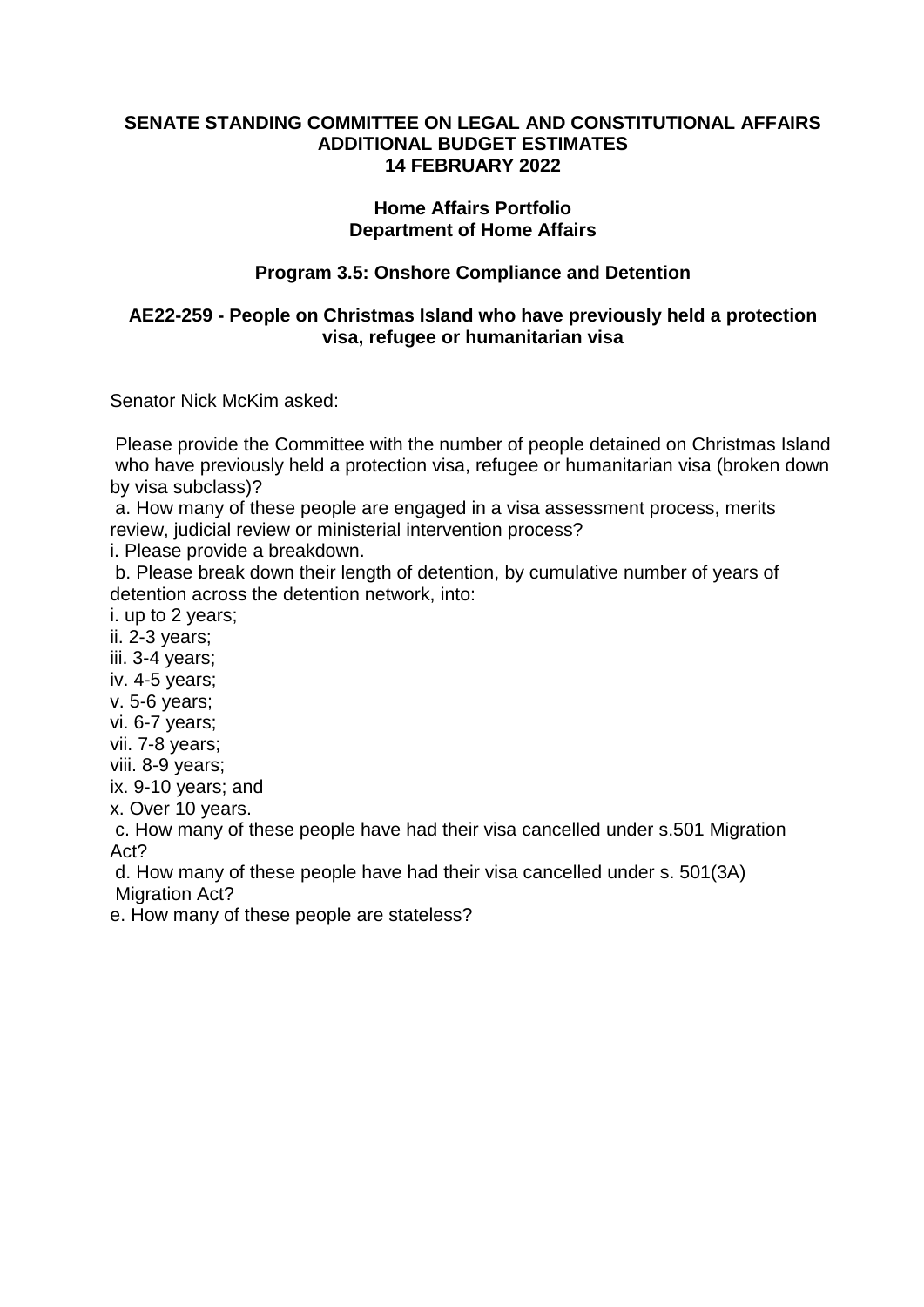**SENATE STANDING COMMITTEE ON LEGAL AND CONSTITUTIONAL AFFAIRS**
**ADDITIONAL BUDGET ESTIMATES**
**14 FEBRUARY 2022**

**Home Affairs Portfolio**
**Department of Home Affairs**

**Program 3.5: Onshore Compliance and Detention**

**AE22-259 - People on Christmas Island who have previously held a protection visa, refugee or humanitarian visa**

Senator Nick McKim asked:

Please provide the Committee with the number of people detained on Christmas Island who have previously held a protection visa, refugee or humanitarian visa (broken down by visa subclass)?

a. How many of these people are engaged in a visa assessment process, merits review, judicial review or ministerial intervention process?

i. Please provide a breakdown.

b. Please break down their length of detention, by cumulative number of years of detention across the detention network, into:

i. up to 2 years;
ii. 2-3 years;
iii. 3-4 years;
iv. 4-5 years;
v. 5-6 years;
vi. 6-7 years;
vii. 7-8 years;
viii. 8-9 years;
ix. 9-10 years; and
x. Over 10 years.

c. How many of these people have had their visa cancelled under s.501 Migration Act?

d. How many of these people have had their visa cancelled under s. 501(3A) Migration Act?

e. How many of these people are stateless?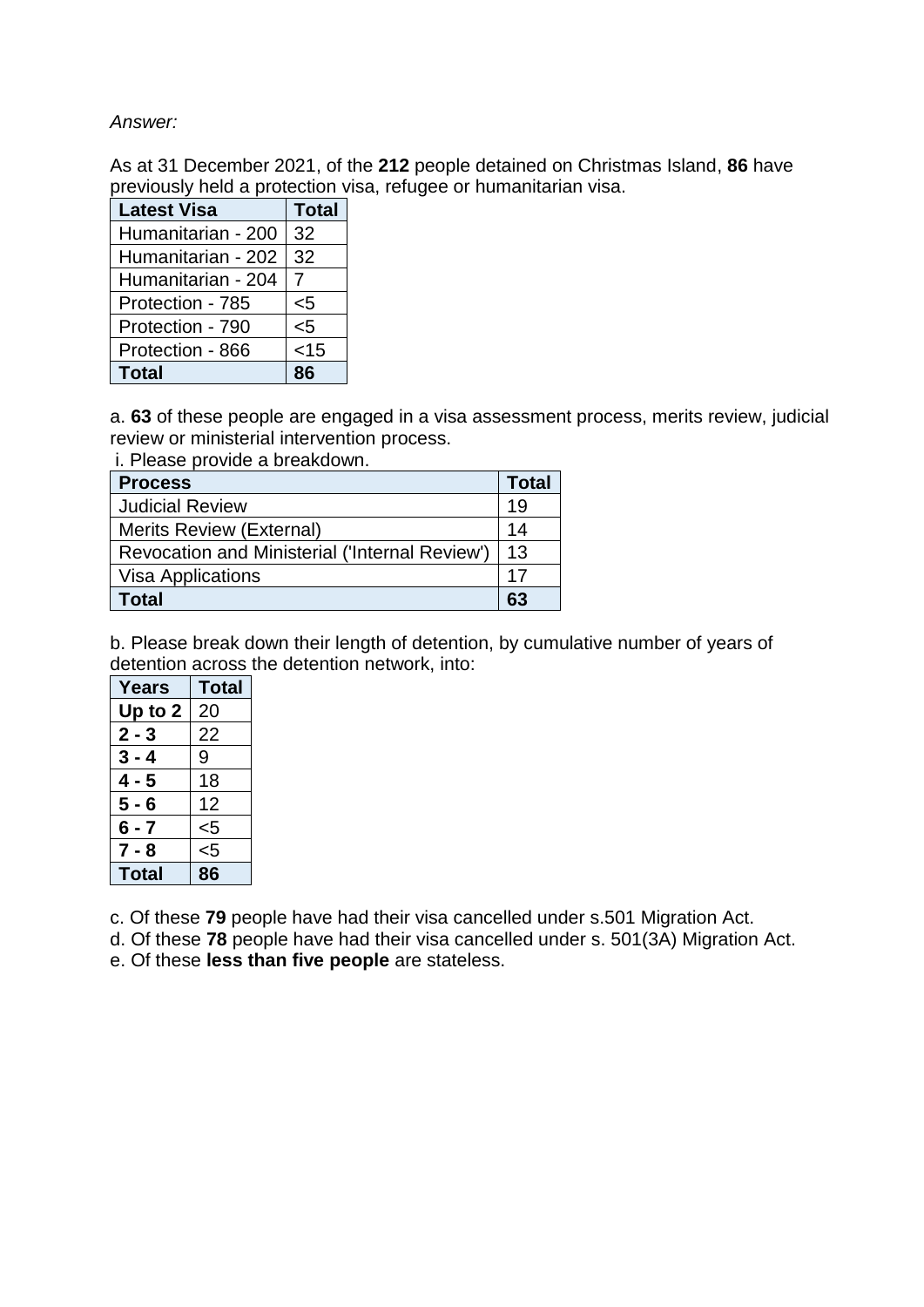*Answer:*

As at 31 December 2021, of the **212** people detained on Christmas Island, **86** have previously held a protection visa, refugee or humanitarian visa.

| Latest Visa | Total |
|---|---|
| Humanitarian - 200 | 32 |
| Humanitarian - 202 | 32 |
| Humanitarian - 204 | 7 |
| Protection - 785 | <5 |
| Protection - 790 | <5 |
| Protection - 866 | <15 |
| **Total** | **86** |

a. **63** of these people are engaged in a visa assessment process, merits review, judicial review or ministerial intervention process.

i. Please provide a breakdown.

| Process | Total |
|---|---|
| Judicial Review | 19 |
| Merits Review (External) | 14 |
| Revocation and Ministerial ('Internal Review') | 13 |
| Visa Applications | 17 |
| **Total** | **63** |

b. Please break down their length of detention, by cumulative number of years of detention across the detention network, into:

| Years | Total |
|---|---|
| **Up to 2** | 20 |
| **2 - 3** | 22 |
| **3 - 4** | 9 |
| **4 - 5** | 18 |
| **5 - 6** | 12 |
| **6 - 7** | <5 |
| **7 - 8** | <5 |
| **Total** | **86** |

c. Of these **79** people have had their visa cancelled under s.501 Migration Act.

d. Of these **78** people have had their visa cancelled under s. 501(3A) Migration Act.

e. Of these **less than five people** are stateless.